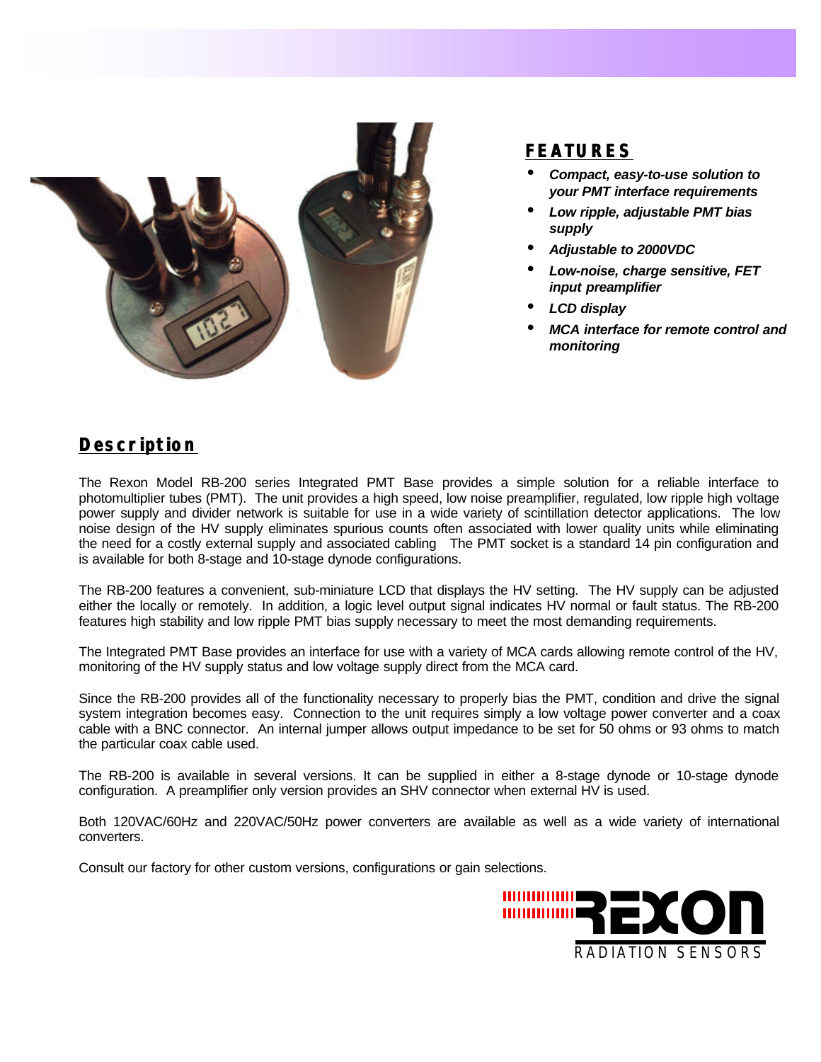## FEATURES

- ***Compact, easy-to-use solution to your PMT interface requirements***
- ***Low ripple, adjustable PMT bias supply***
- ***Adjustable to 2000VDC***
- ***Low-noise, charge sensitive, FET input preamplifier***
- ***LCD display***
- ***MCA interface for remote control and monitoring***

## Description

The Rexon Model RB-200 series Integrated PMT Base provides a simple solution for a reliable interface to photomultiplier tubes (PMT). The unit provides a high speed, low noise preamplifier, regulated, low ripple high voltage power supply and divider network is suitable for use in a wide variety of scintillation detector applications. The low noise design of the HV supply eliminates spurious counts often associated with lower quality units while eliminating the need for a costly external supply and associated cabling The PMT socket is a standard 14 pin configuration and is available for both 8-stage and 10-stage dynode configurations.

The RB-200 features a convenient, sub-miniature LCD that displays the HV setting. The HV supply can be adjusted either the locally or remotely. In addition, a logic level output signal indicates HV normal or fault status. The RB-200 features high stability and low ripple PMT bias supply necessary to meet the most demanding requirements.

The Integrated PMT Base provides an interface for use with a variety of MCA cards allowing remote control of the HV, monitoring of the HV supply status and low voltage supply direct from the MCA card.

Since the RB-200 provides all of the functionality necessary to properly bias the PMT, condition and drive the signal system integration becomes easy. Connection to the unit requires simply a low voltage power converter and a coax cable with a BNC connector. An internal jumper allows output impedance to be set for 50 ohms or 93 ohms to match the particular coax cable used.

The RB-200 is available in several versions. It can be supplied in either a 8-stage dynode or 10-stage dynode configuration. A preamplifier only version provides an SHV connector when external HV is used.

Both 120VAC/60Hz and 220VAC/50Hz power converters are available as well as a wide variety of international converters.

Consult our factory for other custom versions, configurations or gain selections.

REXON RADIATION SENSORS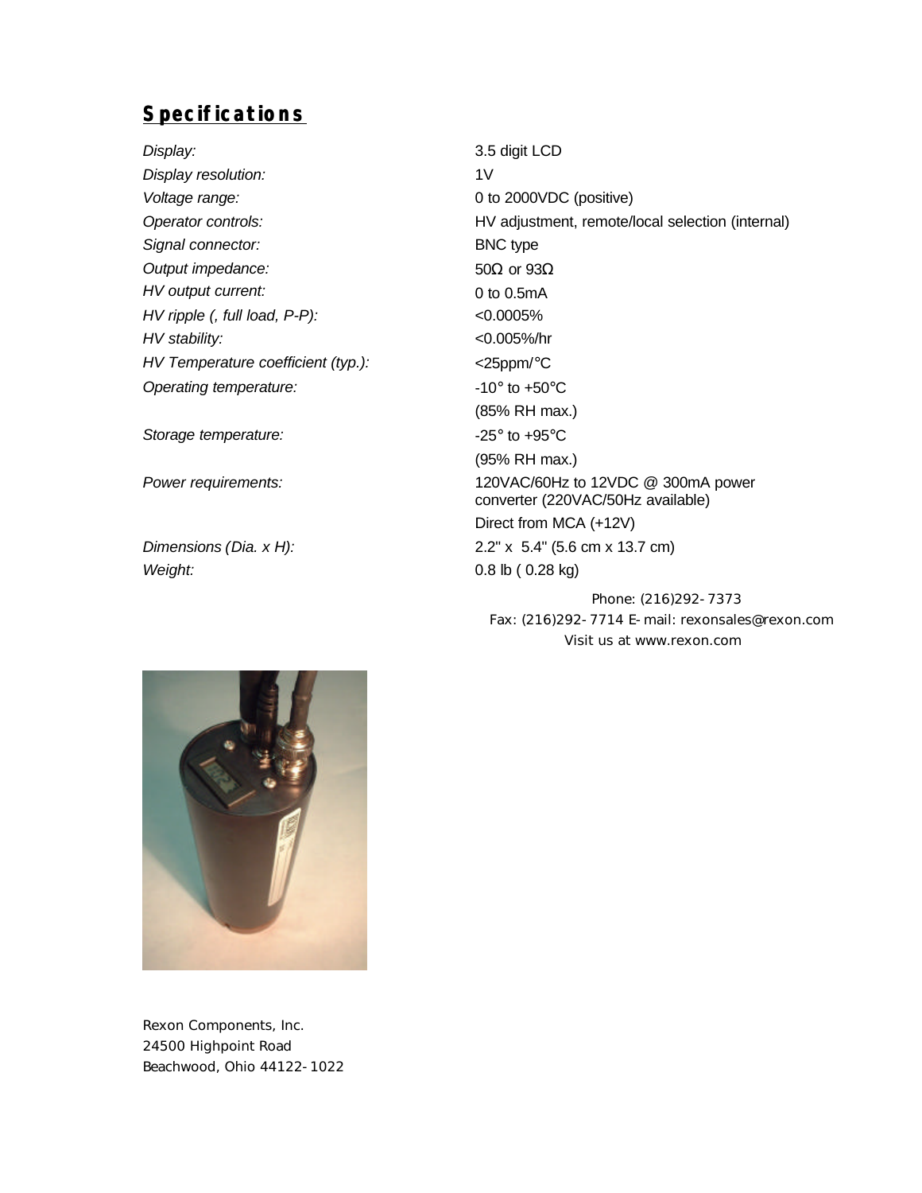## Specifications

| | |
|---|---|
| *Display:* | 3.5 digit LCD |
| *Display resolution:* | 1V |
| *Voltage range:* | 0 to 2000VDC (positive) |
| *Operator controls:* | HV adjustment, remote/local selection (internal) |
| *Signal connector:* | BNC type |
| *Output impedance:* | 50Ω or 93Ω |
| *HV output current:* | 0 to 0.5mA |
| *HV ripple (, full load, P-P):* | <0.0005% |
| *HV stability:* | <0.005%/hr |
| *HV Temperature coefficient (typ.):* | <25ppm/°C |
| *Operating temperature:* | -10° to +50°C (85% RH max.) |
| *Storage temperature:* | -25° to +95°C (95% RH max.) |
| *Power requirements:* | 120VAC/60Hz to 12VDC @ 300mA power converter (220VAC/50Hz available) Direct from MCA (+12V) |
| *Dimensions (Dia. x H):* | 2.2" x 5.4" (5.6 cm x 13.7 cm) |
| *Weight:* | 0.8 lb ( 0.28 kg) |

Phone: (216)292-7373
Fax: (216)292-7714 E-mail: rexonsales@rexon.com
Visit us at www.rexon.com

Rexon Components, Inc.
24500 Highpoint Road
Beachwood, Ohio 44122-1022